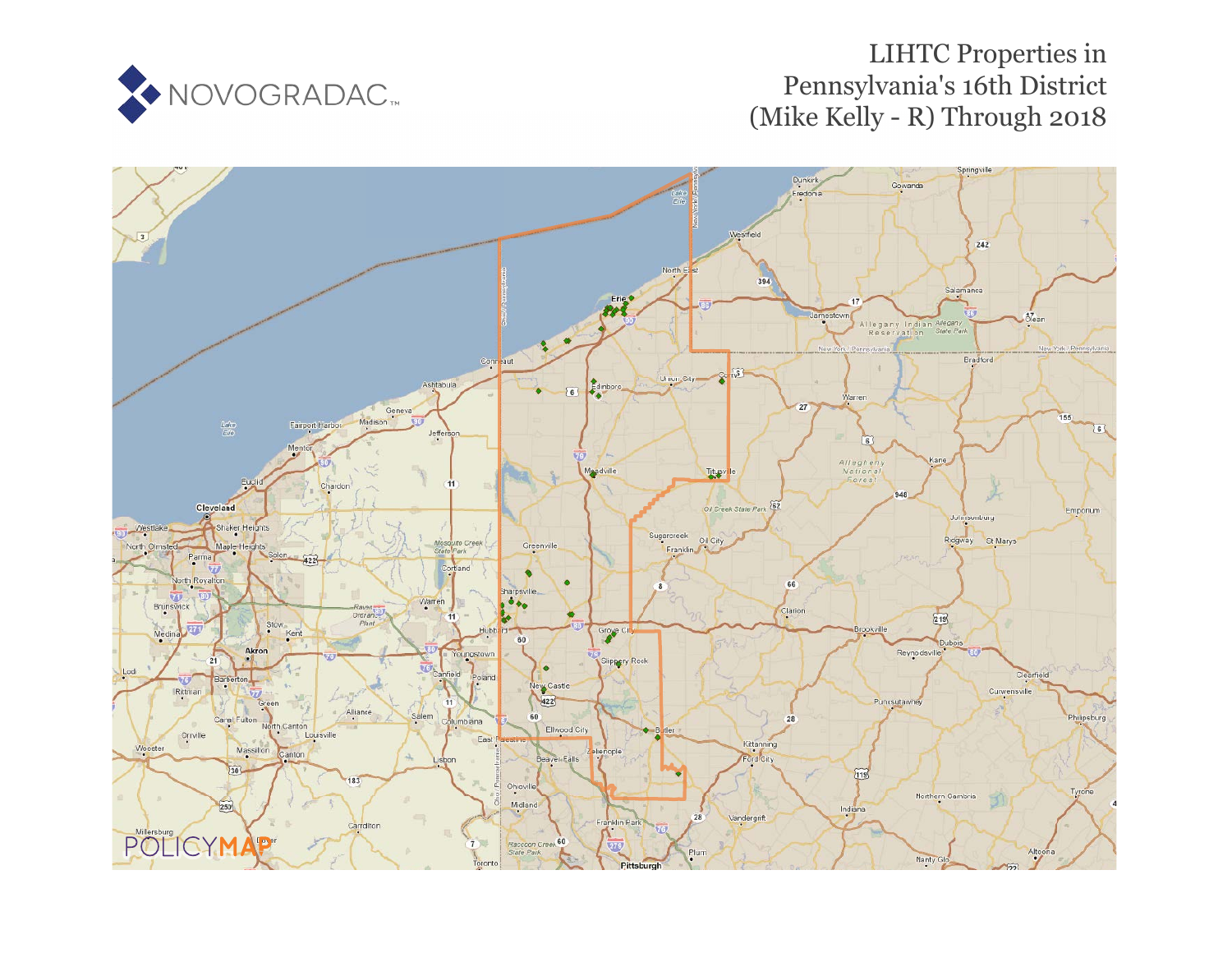# LIHTC Properties in Pennsylvania's 16th District (Mike Kelly - R) Through 2018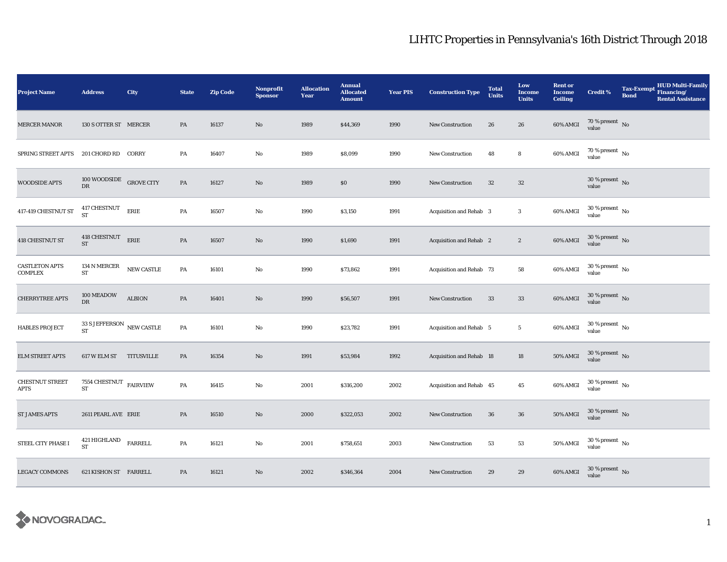# LIHTC Properties in Pennsylvania's 16th District Through 2018

| Project Name | Address | City | State | Zip Code | Nonprofit Sponsor | Allocation Year | Annual Allocated Amount | Year PIS | Construction Type | Total Units | Low Income Units | Rent or Income Ceiling | Credit % | Tax-Exempt Bond | HUD Multi-Family Financing/ Rental Assistance |
|---|---|---|---|---|---|---|---|---|---|---|---|---|---|---|---|
| MERCER MANOR | 130 S OTTER ST | MERCER | PA | 16137 | No | 1989 | $44,369 | 1990 | New Construction | 26 | 26 | 60% AMGI | 70 % present value | No | |
| SPRING STREET APTS | 201 CHORD RD | CORRY | PA | 16407 | No | 1989 | $8,099 | 1990 | New Construction | 48 | 8 | 60% AMGI | 70 % present value | No | |
| WOODSIDE APTS | 100 WOODSIDE DR | GROVE CITY | PA | 16127 | No | 1989 | $0 | 1990 | New Construction | 32 | 32 | | 30 % present value | No | |
| 417-419 CHESTNUT ST | 417 CHESTNUT ST | ERIE | PA | 16507 | No | 1990 | $3,150 | 1991 | Acquisition and Rehab | 3 | 3 | 60% AMGI | 30 % present value | No | |
| 418 CHESTNUT ST | 418 CHESTNUT ST | ERIE | PA | 16507 | No | 1990 | $1,690 | 1991 | Acquisition and Rehab | 2 | 2 | 60% AMGI | 30 % present value | No | |
| CASTLETON APTS COMPLEX | 134 N MERCER ST | NEW CASTLE | PA | 16101 | No | 1990 | $73,862 | 1991 | Acquisition and Rehab | 73 | 58 | 60% AMGI | 30 % present value | No | |
| CHERRYTREE APTS | 100 MEADOW DR | ALBION | PA | 16401 | No | 1990 | $56,507 | 1991 | New Construction | 33 | 33 | 60% AMGI | 30 % present value | No | |
| HABLES PROJECT | 33 S JEFFERSON ST | NEW CASTLE | PA | 16101 | No | 1990 | $23,782 | 1991 | Acquisition and Rehab | 5 | 5 | 60% AMGI | 30 % present value | No | |
| ELM STREET APTS | 617 W ELM ST | TITUSVILLE | PA | 16354 | No | 1991 | $53,984 | 1992 | Acquisition and Rehab | 18 | 18 | 50% AMGI | 30 % present value | No | |
| CHESTNUT STREET APTS | 7554 CHESTNUT ST | FAIRVIEW | PA | 16415 | No | 2001 | $316,200 | 2002 | Acquisition and Rehab | 45 | 45 | 60% AMGI | 30 % present value | No | |
| ST JAMES APTS | 2611 PEARL AVE | ERIE | PA | 16510 | No | 2000 | $322,053 | 2002 | New Construction | 36 | 36 | 50% AMGI | 30 % present value | No | |
| STEEL CITY PHASE I | 421 HIGHLAND ST | FARRELL | PA | 16121 | No | 2001 | $758,651 | 2003 | New Construction | 53 | 53 | 50% AMGI | 30 % present value | No | |
| LEGACY COMMONS | 621 KISHON ST | FARRELL | PA | 16121 | No | 2002 | $346,364 | 2004 | New Construction | 29 | 29 | 60% AMGI | 30 % present value | No | |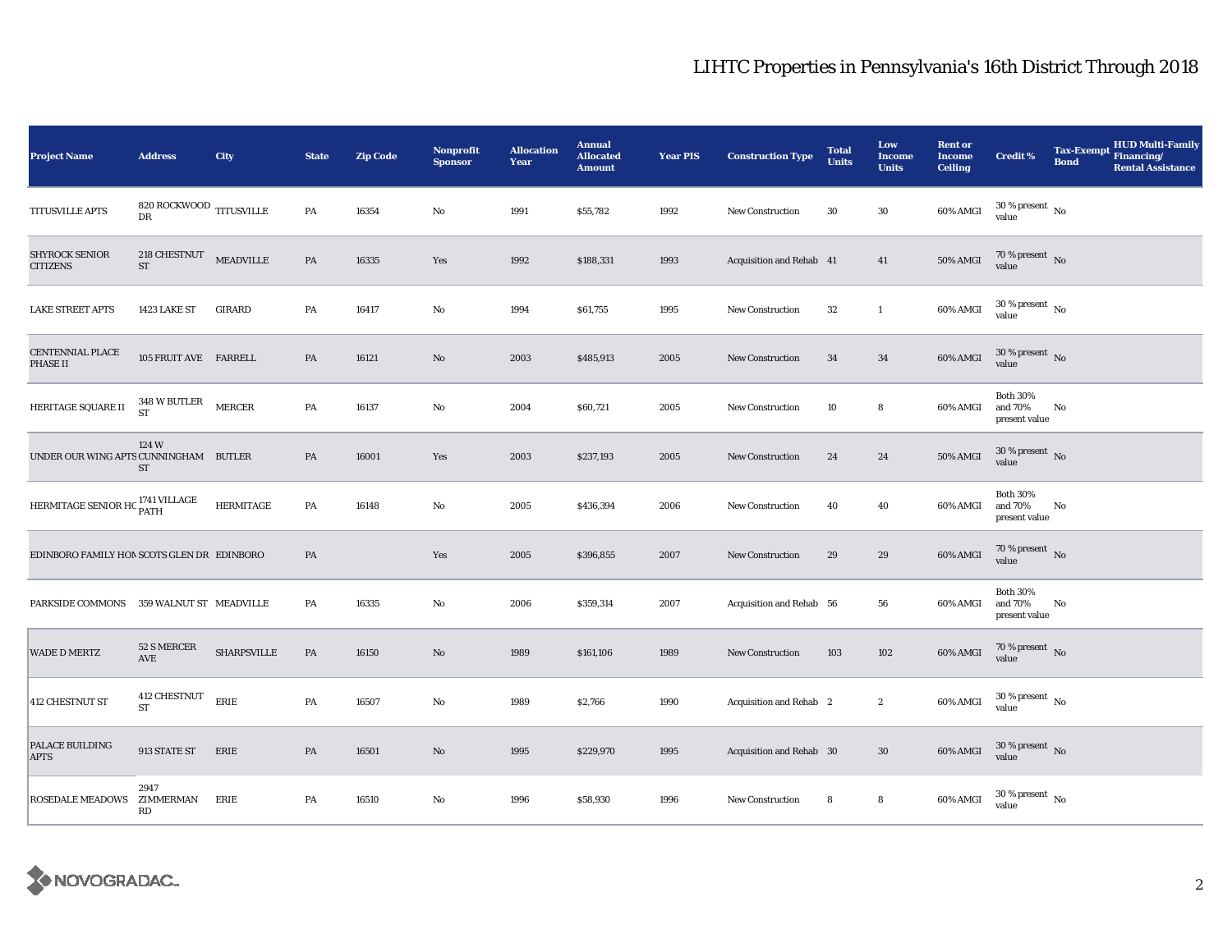# LIHTC Properties in Pennsylvania's 16th District Through 2018

| Project Name | Address | City | State | Zip Code | Nonprofit Sponsor | Allocation Year | Annual Allocated Amount | Year PIS | Construction Type | Total Units | Low Income Units | Rent or Income Ceiling | Credit % | Tax-Exempt Bond | HUD Multi-Family Financing/ Rental Assistance |
|---|---|---|---|---|---|---|---|---|---|---|---|---|---|---|---|
| TITUSVILLE APTS | 820 ROCKWOOD DR | TITUSVILLE | PA | 16354 | No | 1991 | $55,782 | 1992 | New Construction | 30 | 30 | 60% AMGI | 30 % present value | No | |
| SHYROCK SENIOR CITIZENS | 218 CHESTNUT ST | MEADVILLE | PA | 16335 | Yes | 1992 | $188,331 | 1993 | Acquisition and Rehab | 41 | 41 | 50% AMGI | 70 % present value | No | |
| LAKE STREET APTS | 1423 LAKE ST | GIRARD | PA | 16417 | No | 1994 | $61,755 | 1995 | New Construction | 32 | 1 | 60% AMGI | 30 % present value | No | |
| CENTENNIAL PLACE PHASE II | 105 FRUIT AVE | FARRELL | PA | 16121 | No | 2003 | $485,913 | 2005 | New Construction | 34 | 34 | 60% AMGI | 30 % present value | No | |
| HERITAGE SQUARE II | 348 W BUTLER ST | MERCER | PA | 16137 | No | 2004 | $60,721 | 2005 | New Construction | 10 | 8 | 60% AMGI | Both 30% and 70% present value | No | |
| UNDER OUR WING APTS | 124 W CUNNINGHAM ST | BUTLER | PA | 16001 | Yes | 2003 | $237,193 | 2005 | New Construction | 24 | 24 | 50% AMGI | 30 % present value | No | |
| HERMITAGE SENIOR HO | 1741 VILLAGE PATH | HERMITAGE | PA | 16148 | No | 2005 | $436,394 | 2006 | New Construction | 40 | 40 | 60% AMGI | Both 30% and 70% present value | No | |
| EDINBORO FAMILY HON | SCOTS GLEN DR | EDINBORO | PA | | Yes | 2005 | $396,855 | 2007 | New Construction | 29 | 29 | 60% AMGI | 70 % present value | No | |
| PARKSIDE COMMONS | 359 WALNUT ST | MEADVILLE | PA | 16335 | No | 2006 | $359,314 | 2007 | Acquisition and Rehab | 56 | 56 | 60% AMGI | Both 30% and 70% present value | No | |
| WADE D MERTZ | 52 S MERCER AVE | SHARPSVILLE | PA | 16150 | No | 1989 | $161,106 | 1989 | New Construction | 103 | 102 | 60% AMGI | 70 % present value | No | |
| 412 CHESTNUT ST | 412 CHESTNUT ST | ERIE | PA | 16507 | No | 1989 | $2,766 | 1990 | Acquisition and Rehab | 2 | 2 | 60% AMGI | 30 % present value | No | |
| PALACE BUILDING APTS | 913 STATE ST | ERIE | PA | 16501 | No | 1995 | $229,970 | 1995 | Acquisition and Rehab | 30 | 30 | 60% AMGI | 30 % present value | No | |
| ROSEDALE MEADOWS | 2947 ZIMMERMAN RD | ERIE | PA | 16510 | No | 1996 | $58,930 | 1996 | New Construction | 8 | 8 | 60% AMGI | 30 % present value | No | |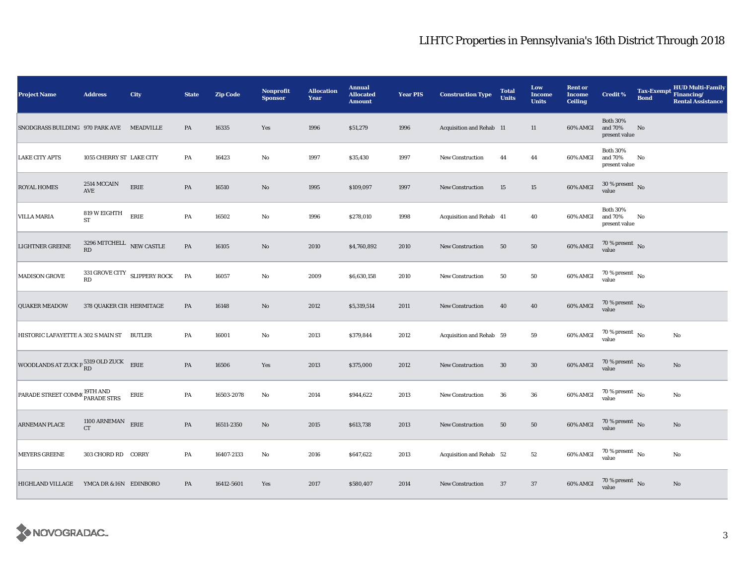# LIHTC Properties in Pennsylvania's 16th District Through 2018

| Project Name | Address | City | State | Zip Code | Nonprofit Sponsor | Allocation Year | Annual Allocated Amount | Year PIS | Construction Type | Total Units | Low Income Units | Rent or Income Ceiling | Credit % | Tax-Exempt Bond | HUD Multi-Family Financing/ Rental Assistance |
|---|---|---|---|---|---|---|---|---|---|---|---|---|---|---|---|
| SNODGRASS BUILDING | 970 PARK AVE | MEADVILLE | PA | 16335 | Yes | 1996 | $51,279 | 1996 | Acquisition and Rehab | 11 | 11 | 60% AMGI | Both 30% and 70% present value | No | |
| LAKE CITY APTS | 1055 CHERRY ST | LAKE CITY | PA | 16423 | No | 1997 | $35,430 | 1997 | New Construction | 44 | 44 | 60% AMGI | Both 30% and 70% present value | No | |
| ROYAL HOMES | 2514 MCCAIN AVE | ERIE | PA | 16510 | No | 1995 | $109,097 | 1997 | New Construction | 15 | 15 | 60% AMGI | 30 % present value | No | |
| VILLA MARIA | 819 W EIGHTH ST | ERIE | PA | 16502 | No | 1996 | $278,010 | 1998 | Acquisition and Rehab | 41 | 40 | 60% AMGI | Both 30% and 70% present value | No | |
| LIGHTNER GREENE | 3296 MITCHELL RD | NEW CASTLE | PA | 16105 | No | 2010 | $4,760,892 | 2010 | New Construction | 50 | 50 | 60% AMGI | 70 % present value | No | |
| MADISON GROVE | 331 GROVE CITY RD | SLIPPERY ROCK | PA | 16057 | No | 2009 | $6,630,158 | 2010 | New Construction | 50 | 50 | 60% AMGI | 70 % present value | No | |
| QUAKER MEADOW | 378 QUAKER CIR | HERMITAGE | PA | 16148 | No | 2012 | $5,319,514 | 2011 | New Construction | 40 | 40 | 60% AMGI | 70 % present value | No | |
| HISTORIC LAFAYETTE A | 302 S MAIN ST | BUTLER | PA | 16001 | No | 2013 | $379,844 | 2012 | Acquisition and Rehab | 59 | 59 | 60% AMGI | 70 % present value | No | No |
| WOODLANDS AT ZUCK P | 5319 OLD ZUCK RD | ERIE | PA | 16506 | Yes | 2013 | $375,000 | 2012 | New Construction | 30 | 30 | 60% AMGI | 70 % present value | No | No |
| PARADE STREET COMM | 19TH AND PARADE STRS | ERIE | PA | 16503-2078 | No | 2014 | $944,622 | 2013 | New Construction | 36 | 36 | 60% AMGI | 70 % present value | No | No |
| ARNEMAN PLACE | 1100 ARNEMAN CT | ERIE | PA | 16511-2350 | No | 2015 | $613,738 | 2013 | New Construction | 50 | 50 | 60% AMGI | 70 % present value | No | No |
| MEYERS GREENE | 303 CHORD RD | CORRY | PA | 16407-2133 | No | 2016 | $647,622 | 2013 | Acquisition and Rehab | 52 | 52 | 60% AMGI | 70 % present value | No | No |
| HIGHLAND VILLAGE | YMCA DR & I6N | EDINBORO | PA | 16412-5601 | Yes | 2017 | $580,407 | 2014 | New Construction | 37 | 37 | 60% AMGI | 70 % present value | No | No |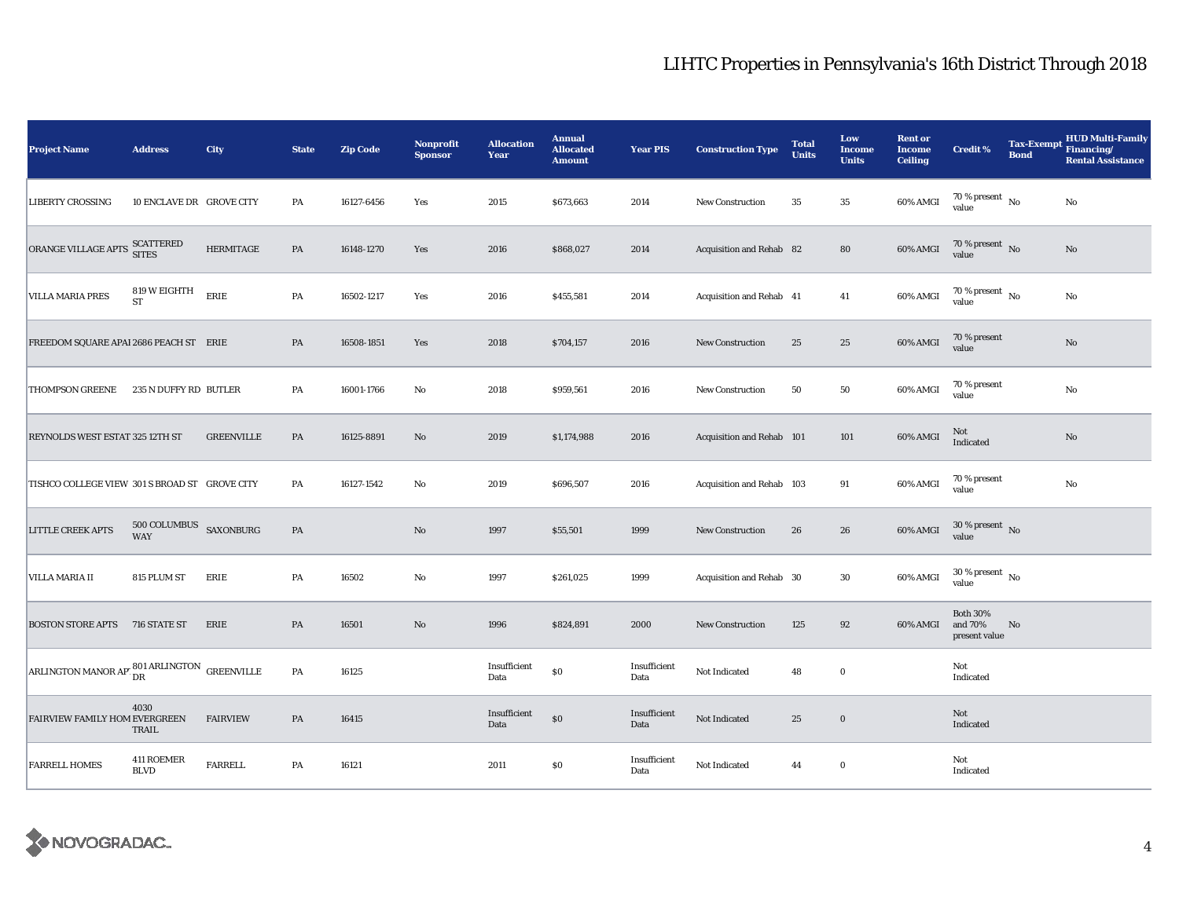# LIHTC Properties in Pennsylvania's 16th District Through 2018

| Project Name | Address | City | State | Zip Code | Nonprofit Sponsor | Allocation Year | Annual Allocated Amount | Year PIS | Construction Type | Total Units | Low Income Units | Rent or Income Ceiling | Credit % | Tax-Exempt Bond | HUD Multi-Family Financing/ Rental Assistance |
|---|---|---|---|---|---|---|---|---|---|---|---|---|---|---|---|
| LIBERTY CROSSING | 10 ENCLAVE DR | GROVE CITY | PA | 16127-6456 | Yes | 2015 | $673,663 | 2014 | New Construction | 35 | 35 | 60% AMGI | 70 % present value | No | No |
| ORANGE VILLAGE APTS | SCATTERED SITES | HERMITAGE | PA | 16148-1270 | Yes | 2016 | $868,027 | 2014 | Acquisition and Rehab | 82 | 80 | 60% AMGI | 70 % present value | No | No |
| VILLA MARIA PRES | 819 W EIGHTH ST | ERIE | PA | 16502-1217 | Yes | 2016 | $455,581 | 2014 | Acquisition and Rehab | 41 | 41 | 60% AMGI | 70 % present value | No | No |
| FREEDOM SQUARE APAI | 2686 PEACH ST | ERIE | PA | 16508-1851 | Yes | 2018 | $704,157 | 2016 | New Construction | 25 | 25 | 60% AMGI | 70 % present value | | No |
| THOMPSON GREENE | 235 N DUFFY RD | BUTLER | PA | 16001-1766 | No | 2018 | $959,561 | 2016 | New Construction | 50 | 50 | 60% AMGI | 70 % present value | | No |
| REYNOLDS WEST ESTAT | 325 12TH ST | GREENVILLE | PA | 16125-8891 | No | 2019 | $1,174,988 | 2016 | Acquisition and Rehab | 101 | 101 | 60% AMGI | Not Indicated | | No |
| TISHCO COLLEGE VIEW | 301 S BROAD ST | GROVE CITY | PA | 16127-1542 | No | 2019 | $696,507 | 2016 | Acquisition and Rehab | 103 | 91 | 60% AMGI | 70 % present value | | No |
| LITTLE CREEK APTS | 500 COLUMBUS WAY | SAXONBURG | PA | | No | 1997 | $55,501 | 1999 | New Construction | 26 | 26 | 60% AMGI | 30 % present value | No | |
| VILLA MARIA II | 815 PLUM ST | ERIE | PA | 16502 | No | 1997 | $261,025 | 1999 | Acquisition and Rehab | 30 | 30 | 60% AMGI | 30 % present value | No | |
| BOSTON STORE APTS | 716 STATE ST | ERIE | PA | 16501 | No | 1996 | $824,891 | 2000 | New Construction | 125 | 92 | 60% AMGI | Both 30% and 70% present value | No | |
| ARLINGTON MANOR AP | 801 ARLINGTON DR | GREENVILLE | PA | 16125 | | Insufficient Data | $0 | Insufficient Data | Not Indicated | 48 | 0 | | Not Indicated | | |
| FAIRVIEW FAMILY HOM | 4030 EVERGREEN TRAIL | FAIRVIEW | PA | 16415 | | Insufficient Data | $0 | Insufficient Data | Not Indicated | 25 | 0 | | Not Indicated | | |
| FARRELL HOMES | 411 ROEMER BLVD | FARRELL | PA | 16121 | | 2011 | $0 | Insufficient Data | Not Indicated | 44 | 0 | | Not Indicated | | |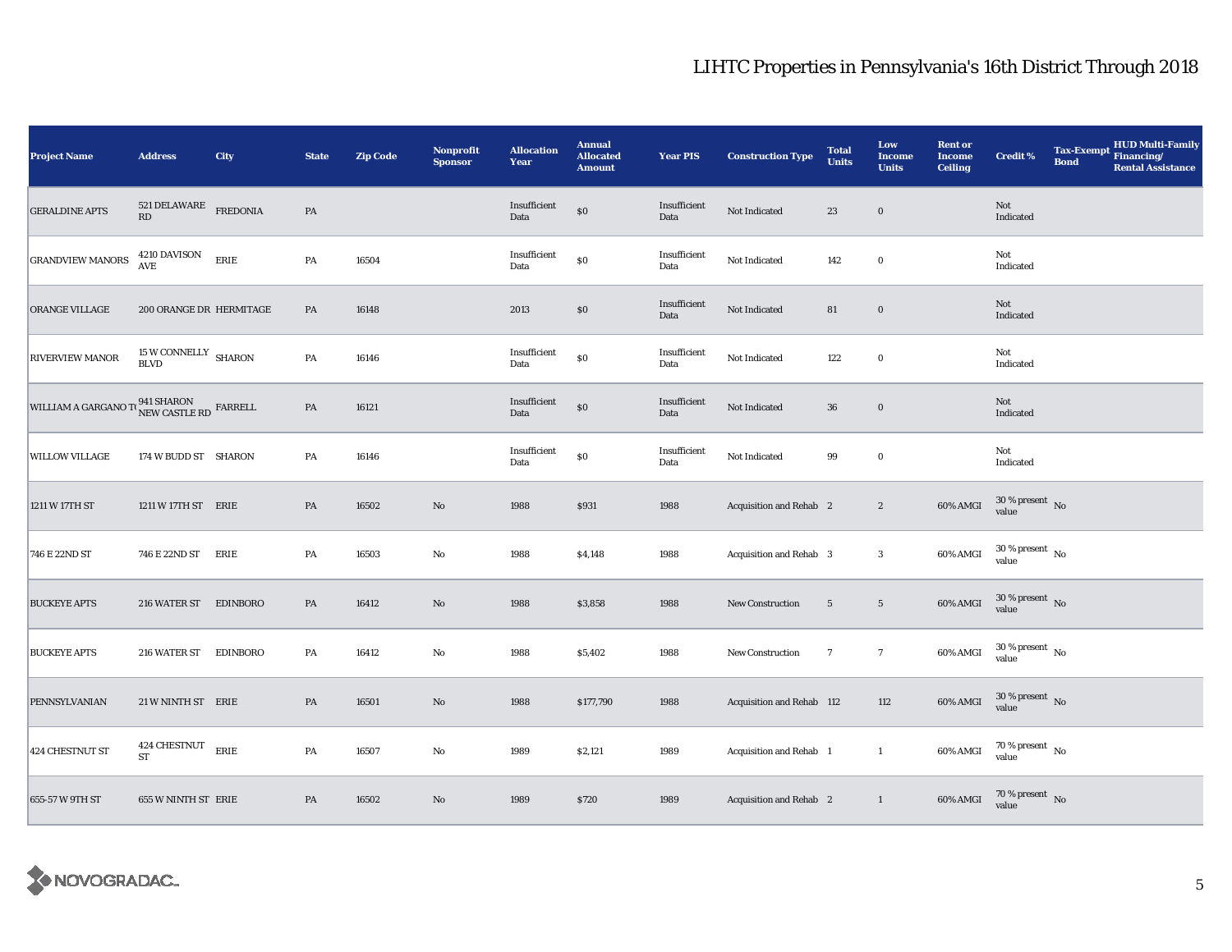# LIHTC Properties in Pennsylvania's 16th District Through 2018

| Project Name | Address | City | State | Zip Code | Nonprofit Sponsor | Allocation Year | Annual Allocated Amount | Year PIS | Construction Type | Total Units | Low Income Units | Rent or Income Ceiling | Credit % | Tax-Exempt Bond | HUD Multi-Family Financing/ Rental Assistance |
|---|---|---|---|---|---|---|---|---|---|---|---|---|---|---|---|
| GERALDINE APTS | 521 DELAWARE RD | FREDONIA | PA | | | Insufficient Data | $0 | Insufficient Data | Not Indicated | 23 | 0 | | Not Indicated | | |
| GRANDVIEW MANORS | 4210 DAVISON AVE | ERIE | PA | 16504 | | Insufficient Data | $0 | Insufficient Data | Not Indicated | 142 | 0 | | Not Indicated | | |
| ORANGE VILLAGE | 200 ORANGE DR | HERMITAGE | PA | 16148 | | 2013 | $0 | Insufficient Data | Not Indicated | 81 | 0 | | Not Indicated | | |
| RIVERVIEW MANOR | 15 W CONNELLY BLVD | SHARON | PA | 16146 | | Insufficient Data | $0 | Insufficient Data | Not Indicated | 122 | 0 | | Not Indicated | | |
| WILLIAM A GARGANO T( | 941 SHARON NEW CASTLE RD | FARRELL | PA | 16121 | | Insufficient Data | $0 | Insufficient Data | Not Indicated | 36 | 0 | | Not Indicated | | |
| WILLOW VILLAGE | 174 W BUDD ST | SHARON | PA | 16146 | | Insufficient Data | $0 | Insufficient Data | Not Indicated | 99 | 0 | | Not Indicated | | |
| 1211 W 17TH ST | 1211 W 17TH ST | ERIE | PA | 16502 | No | 1988 | $931 | 1988 | Acquisition and Rehab | 2 | 2 | 60% AMGI | 30 % present value | No | |
| 746 E 22ND ST | 746 E 22ND ST | ERIE | PA | 16503 | No | 1988 | $4,148 | 1988 | Acquisition and Rehab | 3 | 3 | 60% AMGI | 30 % present value | No | |
| BUCKEYE APTS | 216 WATER ST | EDINBORO | PA | 16412 | No | 1988 | $3,858 | 1988 | New Construction | 5 | 5 | 60% AMGI | 30 % present value | No | |
| BUCKEYE APTS | 216 WATER ST | EDINBORO | PA | 16412 | No | 1988 | $5,402 | 1988 | New Construction | 7 | 7 | 60% AMGI | 30 % present value | No | |
| PENNSYLVANIAN | 21 W NINTH ST | ERIE | PA | 16501 | No | 1988 | $177,790 | 1988 | Acquisition and Rehab | 112 | 112 | 60% AMGI | 30 % present value | No | |
| 424 CHESTNUT ST | 424 CHESTNUT ST | ERIE | PA | 16507 | No | 1989 | $2,121 | 1989 | Acquisition and Rehab | 1 | 1 | 60% AMGI | 70 % present value | No | |
| 655-57 W 9TH ST | 655 W NINTH ST | ERIE | PA | 16502 | No | 1989 | $720 | 1989 | Acquisition and Rehab | 2 | 1 | 60% AMGI | 70 % present value | No | |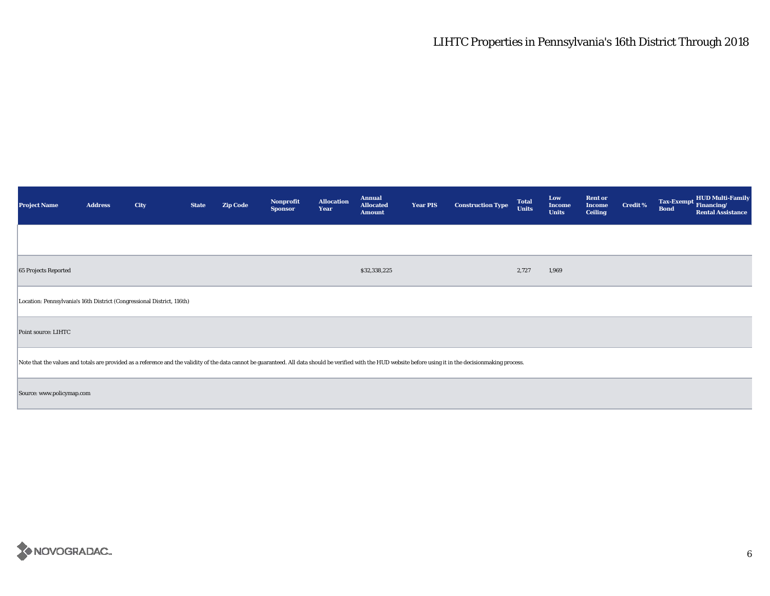# LIHTC Properties in Pennsylvania's 16th District Through 2018

| Project Name | Address | City | State | Zip Code | Nonprofit Sponsor | Allocation Year | Annual Allocated Amount | Year PIS | Construction Type | Total Units | Low Income Units | Rent or Income Ceiling | Credit % | Tax-Exempt Bond | HUD Multi-Family Financing/ Rental Assistance |
|---|---|---|---|---|---|---|---|---|---|---|---|---|---|---|---|
| | | | | | | | | | | | | | | | |
| 65 Projects Reported | | | | | | | $32,338,225 | | | 2,727 | 1,969 | | | | |
| Location: Pennsylvania's 16th District (Congressional District, 116th) | | | | | | | | | | | | | | | |
| Point source: LIHTC | | | | | | | | | | | | | | | |
| Note that the values and totals are provided as a reference and the validity of the data cannot be guaranteed. All data should be verified with the HUD website before using it in the decisionmaking process. | | | | | | | | | | | | | | | |
| Source: www.policymap.com | | | | | | | | | | | | | | | |

NOVOGRADAC